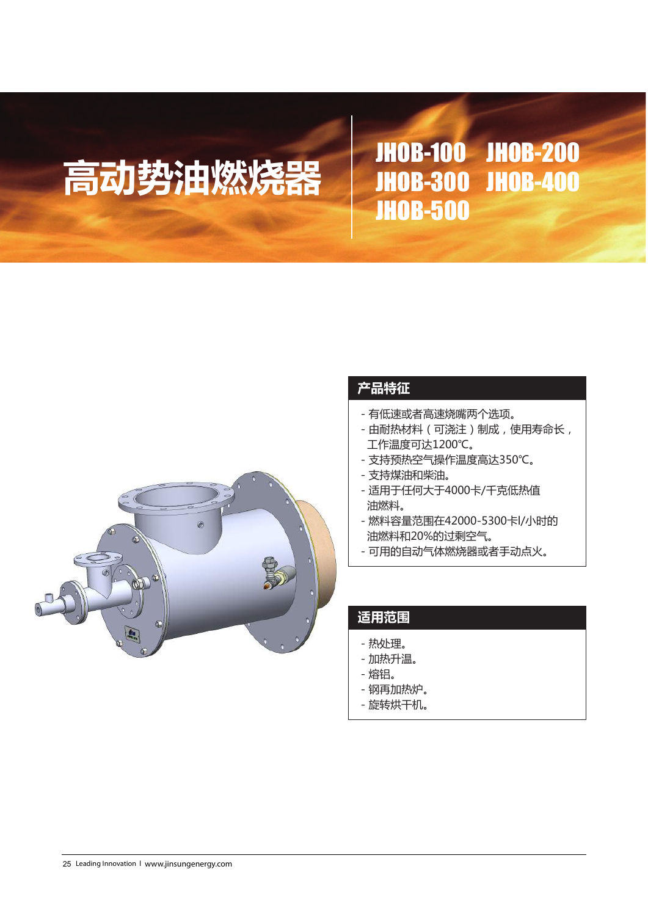# 高动势油燃烧器

## JHOB-100 JHOB-200 JHOB-300 JHOB-400 JHOB-500

### 产品特征

- 有低速或者高速烧嘴两个选项。
- 由耐热材料（可浇注）制成，使用寿命长，工作温度可达1200℃。
- 支持预热空气操作温度高达350℃。
- 支持煤油和柴油。
- 适用于任何大于4000卡/千克低热值油燃料。
- 燃料容量范围在42000-5300卡l/小时的油燃料和20%的过剩空气。
- 可用的自动气体燃烧器或者手动点火。

### 适用范围

- 热处理。
- 加热升温。
- 熔铝。
- 钢再加热炉。
- 旋转烘干机。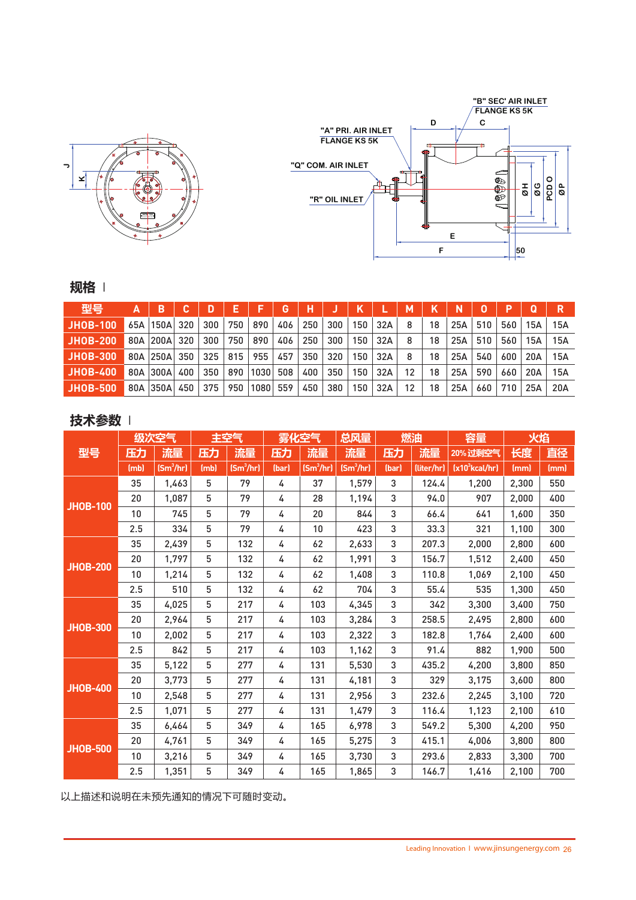"B" SEC' AIR INLET
FLANGE KS 5K

"A" PRI. AIR INLET
FLANGE KS 5K

"Q" COM. AIR INLET

"R" OIL INLET

D C E F 50 J K ØH ØG PCD O ØP

## 规格 |

| 型号 | A | B | C | D | E | F | G | H | J | K | L | M | K | N | O | P | Q | R |
|---|---|---|---|---|---|---|---|---|---|---|---|---|---|---|---|---|---|---|
| JHOB-100 | 65A | 150A | 320 | 300 | 750 | 890 | 406 | 250 | 300 | 150 | 32A | 8 | 18 | 25A | 510 | 560 | 15A | 15A |
| JHOB-200 | 80A | 200A | 320 | 300 | 750 | 890 | 406 | 250 | 300 | 150 | 32A | 8 | 18 | 25A | 510 | 560 | 15A | 15A |
| JHOB-300 | 80A | 250A | 350 | 325 | 815 | 955 | 457 | 350 | 320 | 150 | 32A | 8 | 18 | 25A | 540 | 600 | 20A | 15A |
| JHOB-400 | 80A | 300A | 400 | 350 | 890 | 1030 | 508 | 400 | 350 | 150 | 32A | 12 | 18 | 25A | 590 | 660 | 20A | 15A |
| JHOB-500 | 80A | 350A | 450 | 375 | 950 | 1080 | 559 | 450 | 380 | 150 | 32A | 12 | 18 | 25A | 660 | 710 | 25A | 20A |

## 技术参数 |

| 型号 | 级次空气 | | 主空气 | | 雾化空气 | | 总风量 | 燃油 | | 容量 | 火焰 | |
|---|---|---|---|---|---|---|---|---|---|---|---|---|
| | 压力 | 流量 | 压力 | 流量 | 压力 | 流量 | 流量 | 压力 | 流量 | 20% 过剩空气 | 长度 | 直径 |
| | (mb) | ($Sm^3$/hr) | (mb) | ($Sm^3$/hr) | (bar) | ($Sm^3$/hr) | ($Sm^3$/hr) | (bar) | (liter/hr) | ($x10^3$kcal/hr) | (mm) | (mm) |
| JHOB-100 | 35 | 1,463 | 5 | 79 | 4 | 37 | 1,579 | 3 | 124.4 | 1,200 | 2,300 | 550 |
| | 20 | 1,087 | 5 | 79 | 4 | 28 | 1,194 | 3 | 94.0 | 907 | 2,000 | 400 |
| | 10 | 745 | 5 | 79 | 4 | 20 | 844 | 3 | 66.4 | 641 | 1,600 | 350 |
| | 2.5 | 334 | 5 | 79 | 4 | 10 | 423 | 3 | 33.3 | 321 | 1,100 | 300 |
| JHOB-200 | 35 | 2,439 | 5 | 132 | 4 | 62 | 2,633 | 3 | 207.3 | 2,000 | 2,800 | 600 |
| | 20 | 1,797 | 5 | 132 | 4 | 62 | 1,991 | 3 | 156.7 | 1,512 | 2,400 | 450 |
| | 10 | 1,214 | 5 | 132 | 4 | 62 | 1,408 | 3 | 110.8 | 1,069 | 2,100 | 450 |
| | 2.5 | 510 | 5 | 132 | 4 | 62 | 704 | 3 | 55.4 | 535 | 1,300 | 450 |
| JHOB-300 | 35 | 4,025 | 5 | 217 | 4 | 103 | 4,345 | 3 | 342 | 3,300 | 3,400 | 750 |
| | 20 | 2,964 | 5 | 217 | 4 | 103 | 3,284 | 3 | 258.5 | 2,495 | 2,800 | 600 |
| | 10 | 2,002 | 5 | 217 | 4 | 103 | 2,322 | 3 | 182.8 | 1,764 | 2,400 | 600 |
| | 2.5 | 842 | 5 | 217 | 4 | 103 | 1,162 | 3 | 91.4 | 882 | 1,900 | 500 |
| JHOB-400 | 35 | 5,122 | 5 | 277 | 4 | 131 | 5,530 | 3 | 435.2 | 4,200 | 3,800 | 850 |
| | 20 | 3,773 | 5 | 277 | 4 | 131 | 4,181 | 3 | 329 | 3,175 | 3,600 | 800 |
| | 10 | 2,548 | 5 | 277 | 4 | 131 | 2,956 | 3 | 232.6 | 2,245 | 3,100 | 720 |
| | 2.5 | 1,071 | 5 | 277 | 4 | 131 | 1,479 | 3 | 116.4 | 1,123 | 2,100 | 610 |
| JHOB-500 | 35 | 6,464 | 5 | 349 | 4 | 165 | 6,978 | 3 | 549.2 | 5,300 | 4,200 | 950 |
| | 20 | 4,761 | 5 | 349 | 4 | 165 | 5,275 | 3 | 415.1 | 4,006 | 3,800 | 800 |
| | 10 | 3,216 | 5 | 349 | 4 | 165 | 3,730 | 3 | 293.6 | 2,833 | 3,300 | 700 |
| | 2.5 | 1,351 | 5 | 349 | 4 | 165 | 1,865 | 3 | 146.7 | 1,416 | 2,100 | 700 |

以上描述和说明在未预先通知的情况下可随时变动。